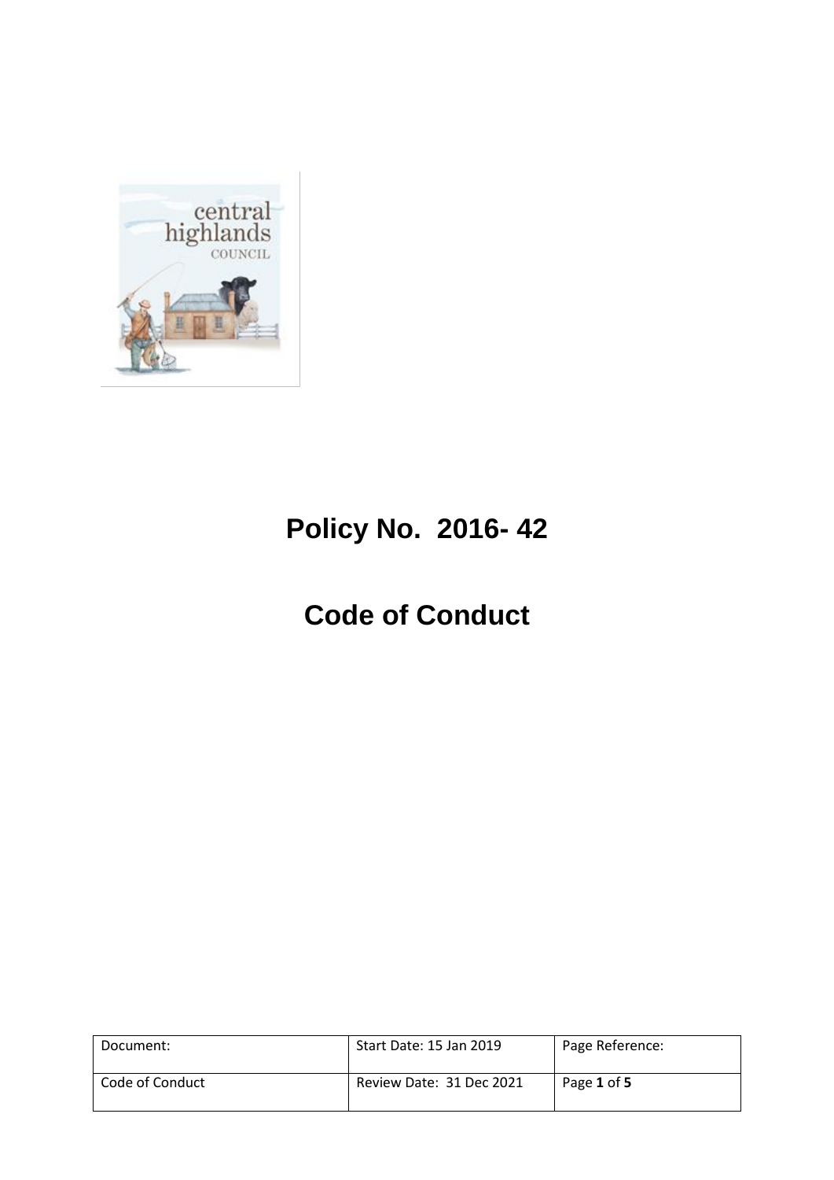# Policy No. 2016- 42

# Code of Conduct

| Document: | Start Date: 15 Jan 2019 | Page Reference: |
| --- | --- | --- |
| Code of Conduct | Review Date: 31 Dec 2021 | Page **1** of **5** |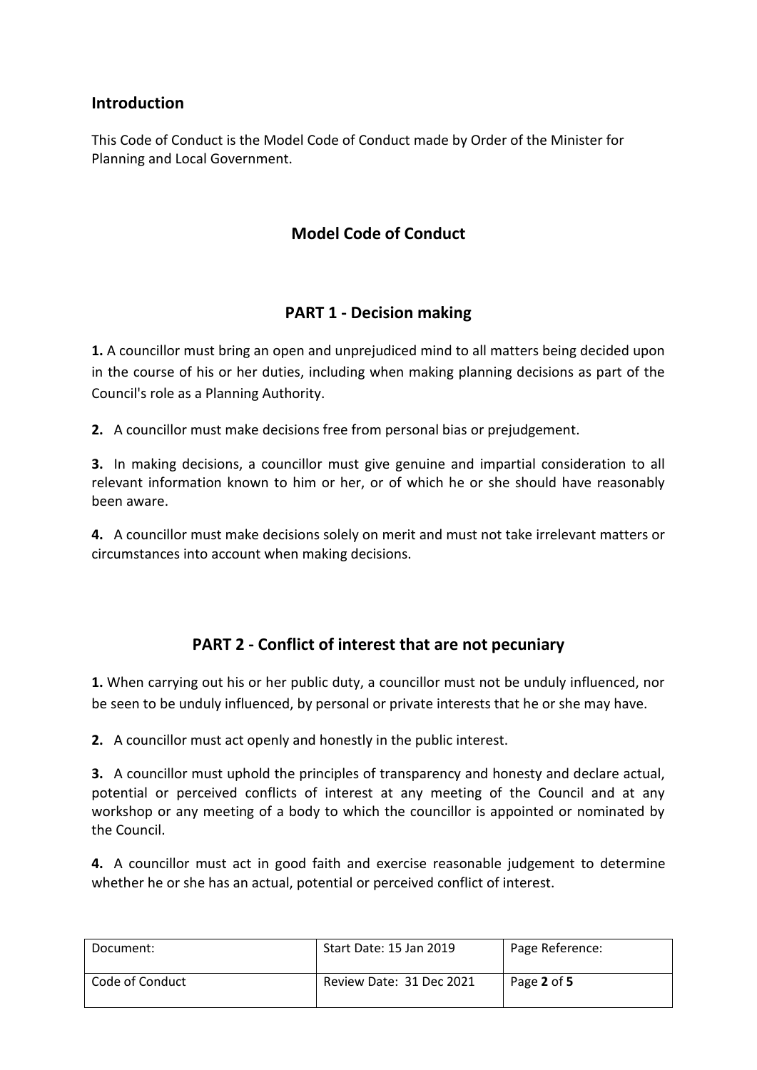## Introduction

This Code of Conduct is the Model Code of Conduct made by Order of the Minister for Planning and Local Government.

## Model Code of Conduct

### PART 1 - Decision making

**1.** A councillor must bring an open and unprejudiced mind to all matters being decided upon in the course of his or her duties, including when making planning decisions as part of the Council's role as a Planning Authority.

**2.** A councillor must make decisions free from personal bias or prejudgement.

**3.** In making decisions, a councillor must give genuine and impartial consideration to all relevant information known to him or her, or of which he or she should have reasonably been aware.

**4.** A councillor must make decisions solely on merit and must not take irrelevant matters or circumstances into account when making decisions.

### PART 2 - Conflict of interest that are not pecuniary

**1.** When carrying out his or her public duty, a councillor must not be unduly influenced, nor be seen to be unduly influenced, by personal or private interests that he or she may have.

**2.** A councillor must act openly and honestly in the public interest.

**3.** A councillor must uphold the principles of transparency and honesty and declare actual, potential or perceived conflicts of interest at any meeting of the Council and at any workshop or any meeting of a body to which the councillor is appointed or nominated by the Council.

**4.** A councillor must act in good faith and exercise reasonable judgement to determine whether he or she has an actual, potential or perceived conflict of interest.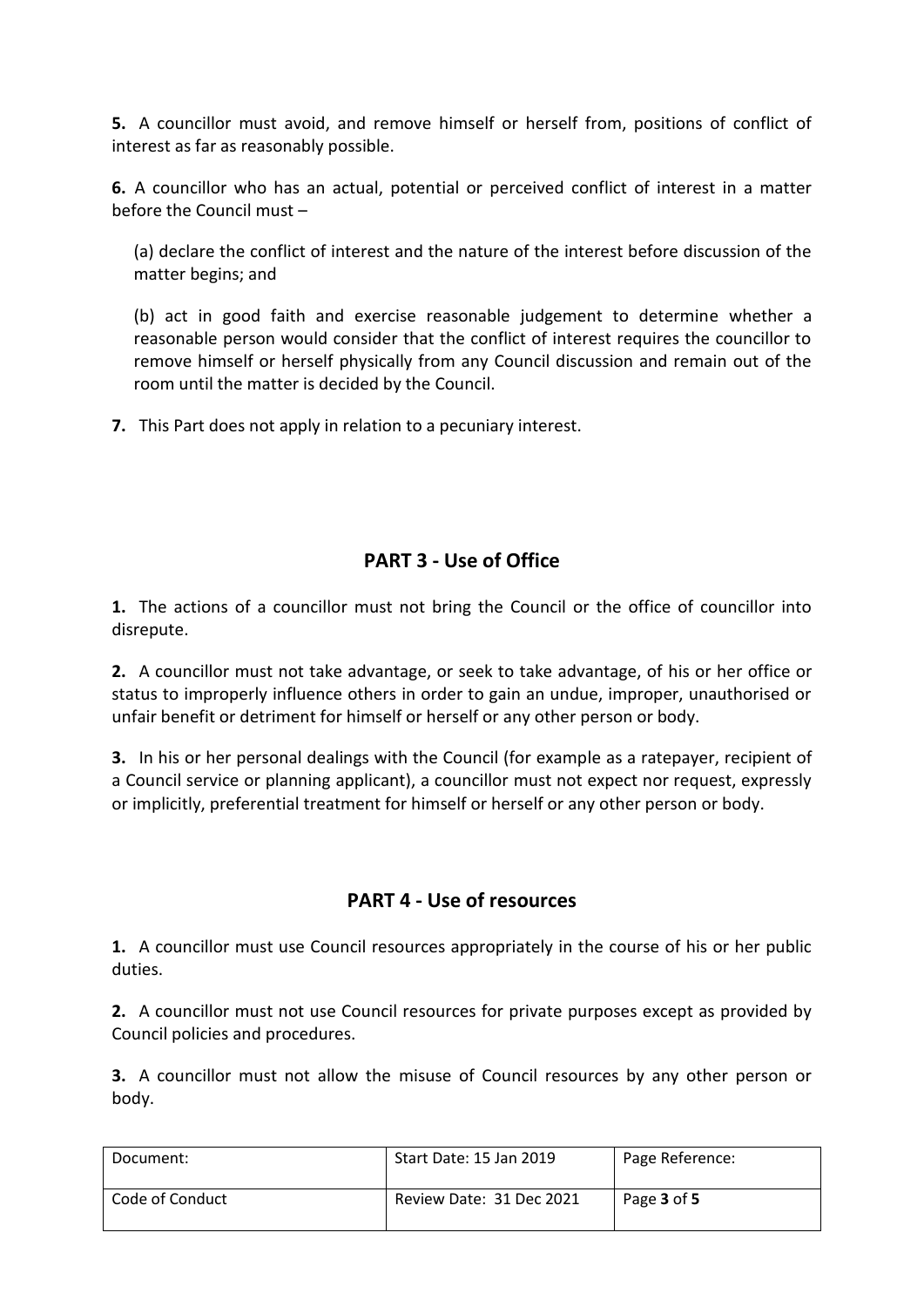**5.** A councillor must avoid, and remove himself or herself from, positions of conflict of interest as far as reasonably possible.

**6.** A councillor who has an actual, potential or perceived conflict of interest in a matter before the Council must –

(a) declare the conflict of interest and the nature of the interest before discussion of the matter begins; and

(b) act in good faith and exercise reasonable judgement to determine whether a reasonable person would consider that the conflict of interest requires the councillor to remove himself or herself physically from any Council discussion and remain out of the room until the matter is decided by the Council.

**7.** This Part does not apply in relation to a pecuniary interest.

## PART 3 - Use of Office

**1.** The actions of a councillor must not bring the Council or the office of councillor into disrepute.

**2.** A councillor must not take advantage, or seek to take advantage, of his or her office or status to improperly influence others in order to gain an undue, improper, unauthorised or unfair benefit or detriment for himself or herself or any other person or body.

**3.** In his or her personal dealings with the Council (for example as a ratepayer, recipient of a Council service or planning applicant), a councillor must not expect nor request, expressly or implicitly, preferential treatment for himself or herself or any other person or body.

## PART 4 - Use of resources

**1.** A councillor must use Council resources appropriately in the course of his or her public duties.

**2.** A councillor must not use Council resources for private purposes except as provided by Council policies and procedures.

**3.** A councillor must not allow the misuse of Council resources by any other person or body.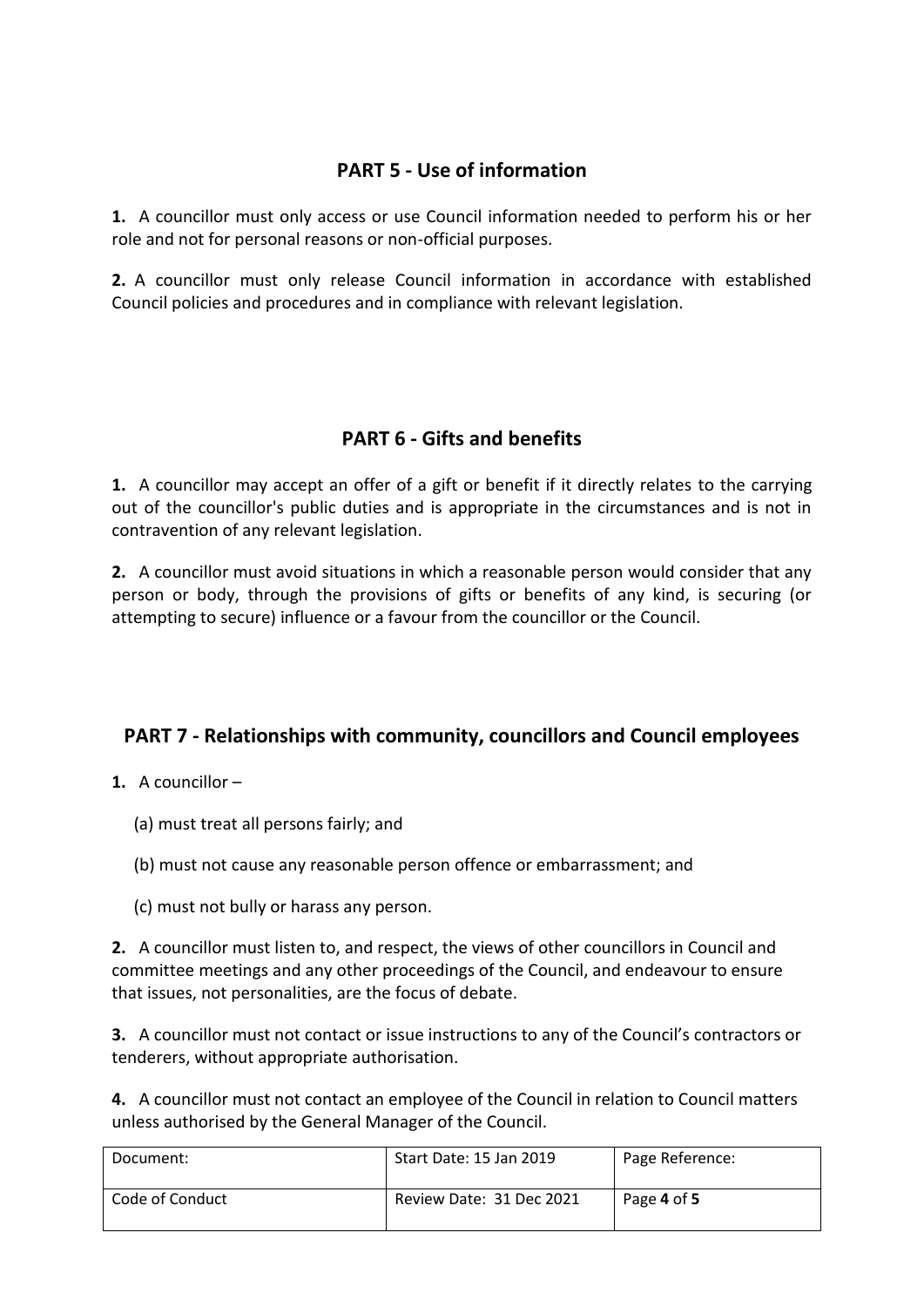## PART 5 - Use of information

**1.** A councillor must only access or use Council information needed to perform his or her role and not for personal reasons or non-official purposes.

**2.** A councillor must only release Council information in accordance with established Council policies and procedures and in compliance with relevant legislation.

## PART 6 - Gifts and benefits

**1.** A councillor may accept an offer of a gift or benefit if it directly relates to the carrying out of the councillor's public duties and is appropriate in the circumstances and is not in contravention of any relevant legislation.

**2.** A councillor must avoid situations in which a reasonable person would consider that any person or body, through the provisions of gifts or benefits of any kind, is securing (or attempting to secure) influence or a favour from the councillor or the Council.

## PART 7 - Relationships with community, councillors and Council employees

**1.** A councillor –

(a) must treat all persons fairly; and

(b) must not cause any reasonable person offence or embarrassment; and

(c) must not bully or harass any person.

**2.** A councillor must listen to, and respect, the views of other councillors in Council and committee meetings and any other proceedings of the Council, and endeavour to ensure that issues, not personalities, are the focus of debate.

**3.** A councillor must not contact or issue instructions to any of the Council's contractors or tenderers, without appropriate authorisation.

**4.** A councillor must not contact an employee of the Council in relation to Council matters unless authorised by the General Manager of the Council.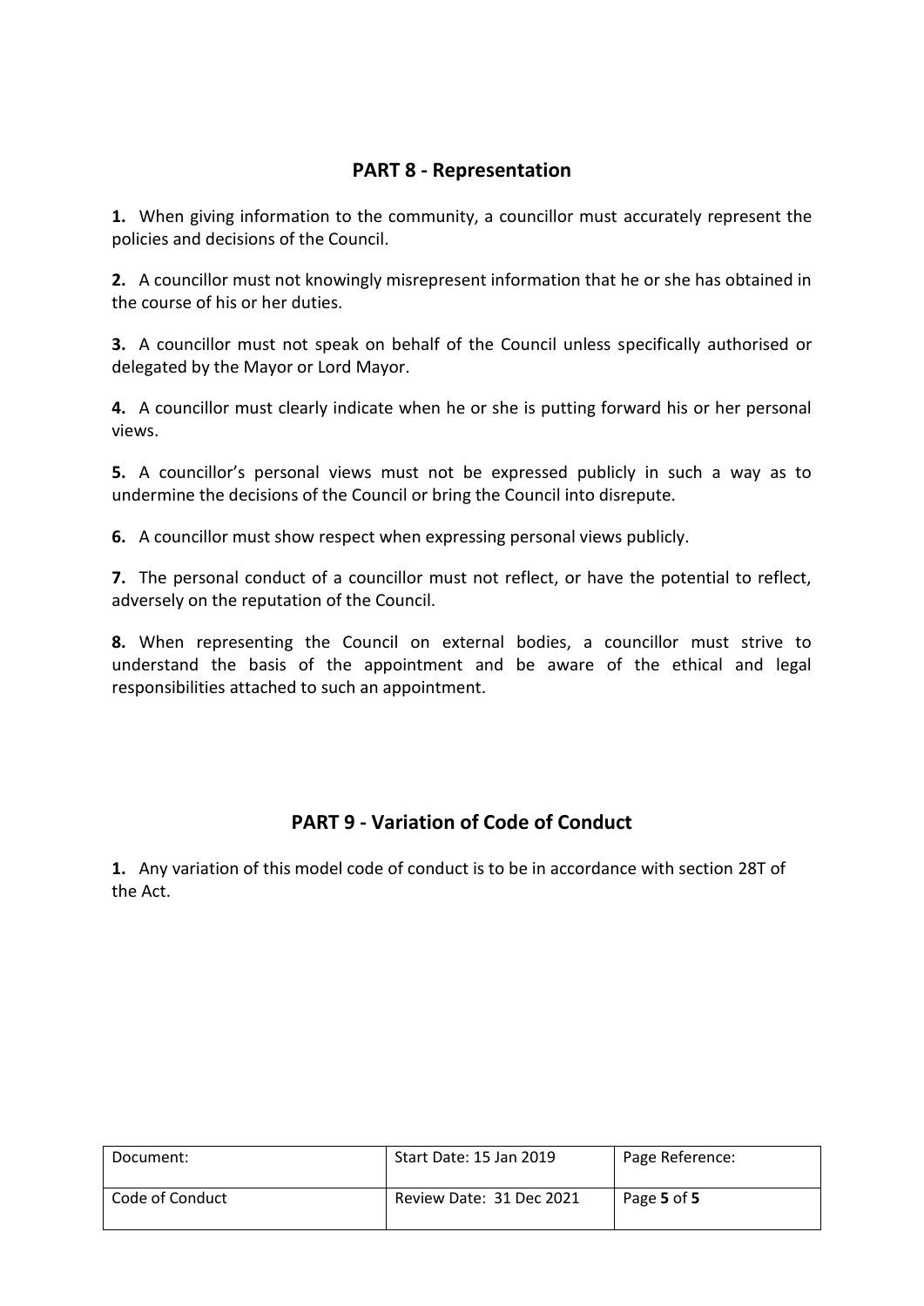## PART 8 - Representation

**1.** When giving information to the community, a councillor must accurately represent the policies and decisions of the Council.

**2.** A councillor must not knowingly misrepresent information that he or she has obtained in the course of his or her duties.

**3.** A councillor must not speak on behalf of the Council unless specifically authorised or delegated by the Mayor or Lord Mayor.

**4.** A councillor must clearly indicate when he or she is putting forward his or her personal views.

**5.** A councillor's personal views must not be expressed publicly in such a way as to undermine the decisions of the Council or bring the Council into disrepute.

**6.** A councillor must show respect when expressing personal views publicly.

**7.** The personal conduct of a councillor must not reflect, or have the potential to reflect, adversely on the reputation of the Council.

**8.** When representing the Council on external bodies, a councillor must strive to understand the basis of the appointment and be aware of the ethical and legal responsibilities attached to such an appointment.

## PART 9 - Variation of Code of Conduct

**1.** Any variation of this model code of conduct is to be in accordance with section 28T of the Act.